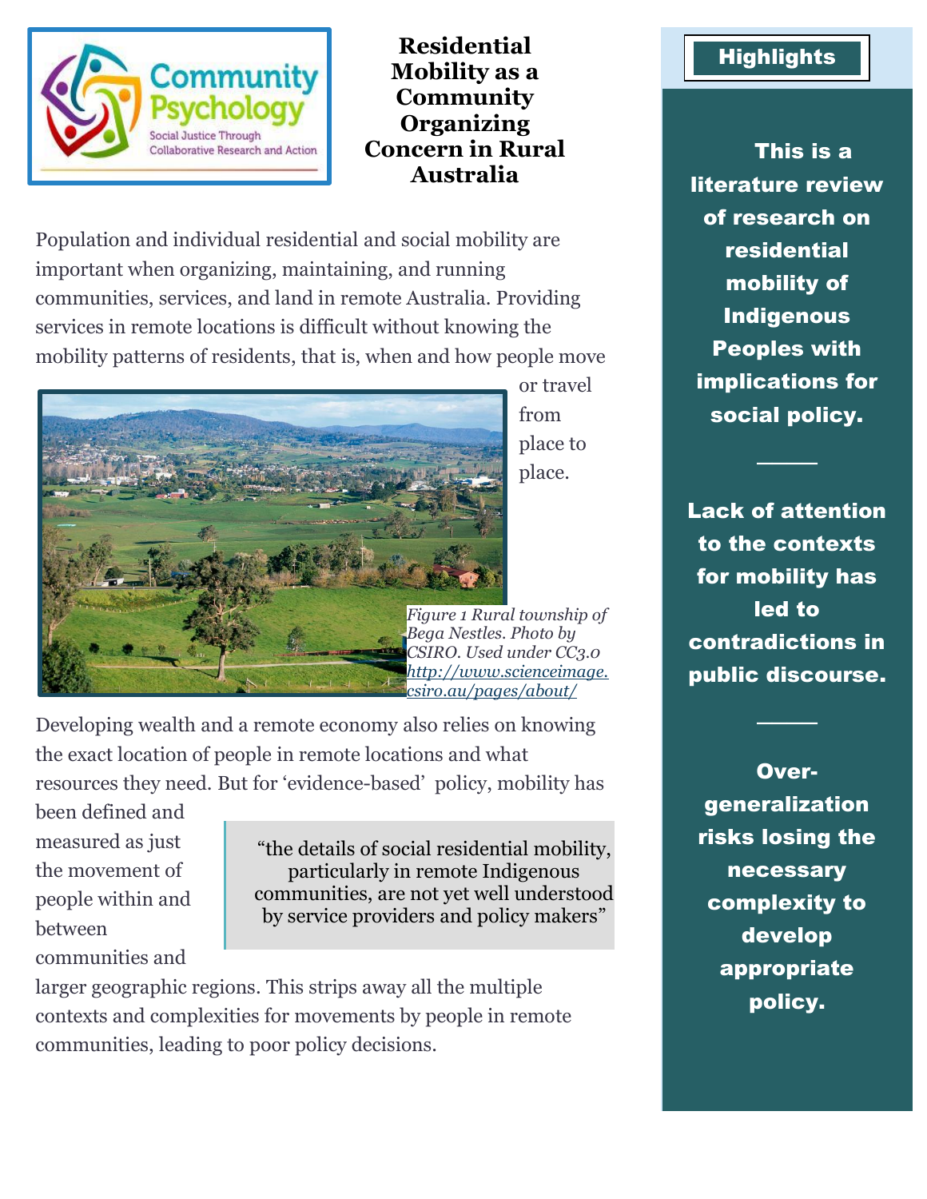# Residential Mobility as a Community Organizing Concern in Rural Australia

Population and individual residential and social mobility are important when organizing, maintaining, and running communities, services, and land in remote Australia. Providing services in remote locations is difficult without knowing the mobility patterns of residents, that is, when and how people move or travel from place to place.

*Figure 1 Rural township of Bega Nestles. Photo by CSIRO. Used under CC3.0 http://www.scienceimage.csiro.au/pages/about/*

Developing wealth and a remote economy also relies on knowing the exact location of people in remote locations and what resources they need. But for 'evidence-based' policy, mobility has been defined and measured as just the movement of people within and between communities and larger geographic regions. This strips away all the multiple contexts and complexities for movements by people in remote communities, leading to poor policy decisions.

> "the details of social residential mobility, particularly in remote Indigenous communities, are not yet well understood by service providers and policy makers"

## Highlights

**This is a literature review of research on residential mobility of Indigenous Peoples with implications for social policy.**

**Lack of attention to the contexts for mobility has led to contradictions in public discourse.**

**Over-generalization risks losing the necessary complexity to develop appropriate policy.**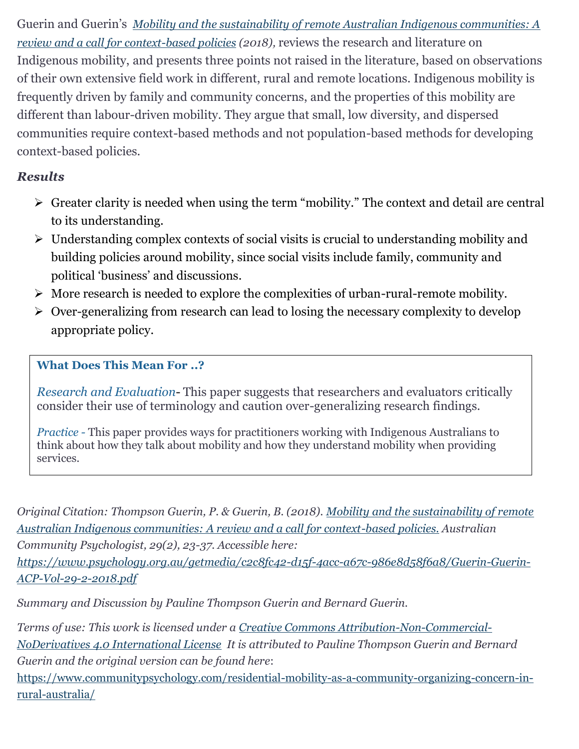Guerin and Guerin's *[Mobility and the sustainability of remote Australian Indigenous communities: A review and a call for context-based policies](https://www.psychology.org.au/getmedia/c2c8fc42-d15f-4acc-a67c-986e8d58f6a8/Guerin-Guerin-ACP-Vol-29-2-2018.pdf) (2018),* reviews the research and literature on Indigenous mobility, and presents three points not raised in the literature, based on observations of their own extensive field work in different, rural and remote locations. Indigenous mobility is frequently driven by family and community concerns, and the properties of this mobility are different than labour-driven mobility. They argue that small, low diversity, and dispersed communities require context-based methods and not population-based methods for developing context-based policies.

### *Results*

- Greater clarity is needed when using the term "mobility." The context and detail are central to its understanding.
- Understanding complex contexts of social visits is crucial to understanding mobility and building policies around mobility, since social visits include family, community and political 'business' and discussions.
- More research is needed to explore the complexities of urban-rural-remote mobility.
- Over-generalizing from research can lead to losing the necessary complexity to develop appropriate policy.

**What Does This Mean For ..?**

*Research and Evaluation*- This paper suggests that researchers and evaluators critically consider their use of terminology and caution over-generalizing research findings.

*Practice* - This paper provides ways for practitioners working with Indigenous Australians to think about how they talk about mobility and how they understand mobility when providing services.

*Original Citation: Thompson Guerin, P. & Guerin, B. (2018). [Mobility and the sustainability of remote Australian Indigenous communities: A review and a call for context-based policies.](https://www.psychology.org.au/getmedia/c2c8fc42-d15f-4acc-a67c-986e8d58f6a8/Guerin-Guerin-ACP-Vol-29-2-2018.pdf) Australian Community Psychologist, 29(2), 23-37. Accessible here: [https://www.psychology.org.au/getmedia/c2c8fc42-d15f-4acc-a67c-986e8d58f6a8/Guerin-Guerin-ACP-Vol-29-2-2018.pdf](https://www.psychology.org.au/getmedia/c2c8fc42-d15f-4acc-a67c-986e8d58f6a8/Guerin-Guerin-ACP-Vol-29-2-2018.pdf)*

*Summary and Discussion by Pauline Thompson Guerin and Bernard Guerin.*

*Terms of use: This work is licensed under a [Creative Commons Attribution-Non-Commercial-NoDerivatives 4.0 International License](https://creativecommons.org/licenses/by-nc-nd/4.0/) It is attributed to Pauline Thompson Guerin and Bernard Guerin and the original version can be found here*: [https://www.communitypsychology.com/residential-mobility-as-a-community-organizing-concern-in-rural-australia/](https://www.communitypsychology.com/residential-mobility-as-a-community-organizing-concern-in-rural-australia/)